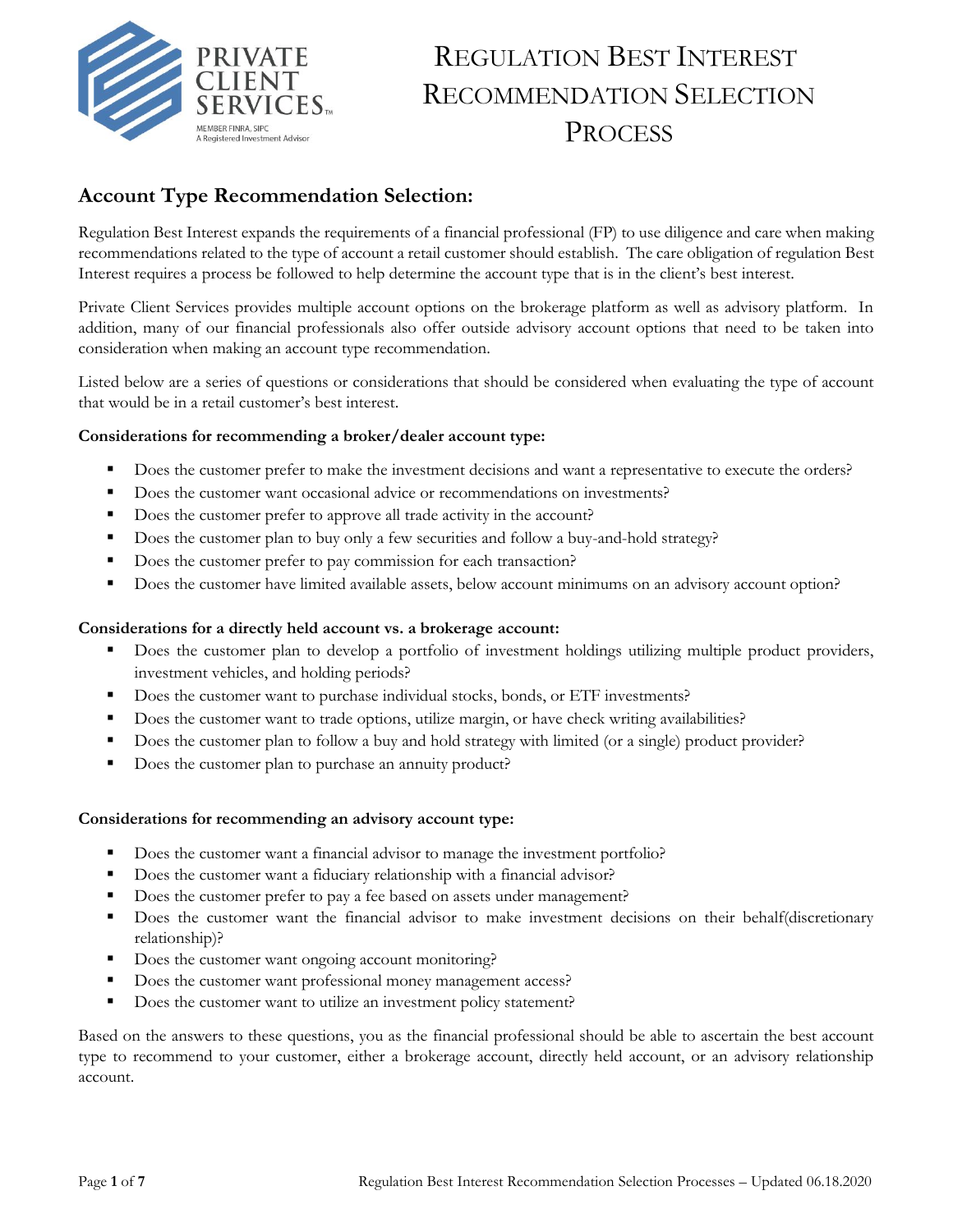PRIVATE CLIENT SERVICES™

MEMBER FINRA, SIPC
A Registered Investment Advisor

# Regulation Best Interest Recommendation Selection Process

## Account Type Recommendation Selection:

Regulation Best Interest expands the requirements of a financial professional (FP) to use diligence and care when making recommendations related to the type of account a retail customer should establish. The care obligation of regulation Best Interest requires a process be followed to help determine the account type that is in the client's best interest.

Private Client Services provides multiple account options on the brokerage platform as well as advisory platform. In addition, many of our financial professionals also offer outside advisory account options that need to be taken into consideration when making an account type recommendation.

Listed below are a series of questions or considerations that should be considered when evaluating the type of account that would be in a retail customer's best interest.

**Considerations for recommending a broker/dealer account type:**

- Does the customer prefer to make the investment decisions and want a representative to execute the orders?
- Does the customer want occasional advice or recommendations on investments?
- Does the customer prefer to approve all trade activity in the account?
- Does the customer plan to buy only a few securities and follow a buy-and-hold strategy?
- Does the customer prefer to pay commission for each transaction?
- Does the customer have limited available assets, below account minimums on an advisory account option?

**Considerations for a directly held account vs. a brokerage account:**

- Does the customer plan to develop a portfolio of investment holdings utilizing multiple product providers, investment vehicles, and holding periods?
- Does the customer want to purchase individual stocks, bonds, or ETF investments?
- Does the customer want to trade options, utilize margin, or have check writing availabilities?
- Does the customer plan to follow a buy and hold strategy with limited (or a single) product provider?
- Does the customer plan to purchase an annuity product?

**Considerations for recommending an advisory account type:**

- Does the customer want a financial advisor to manage the investment portfolio?
- Does the customer want a fiduciary relationship with a financial advisor?
- Does the customer prefer to pay a fee based on assets under management?
- Does the customer want the financial advisor to make investment decisions on their behalf(discretionary relationship)?
- Does the customer want ongoing account monitoring?
- Does the customer want professional money management access?
- Does the customer want to utilize an investment policy statement?

Based on the answers to these questions, you as the financial professional should be able to ascertain the best account type to recommend to your customer, either a brokerage account, directly held account, or an advisory relationship account.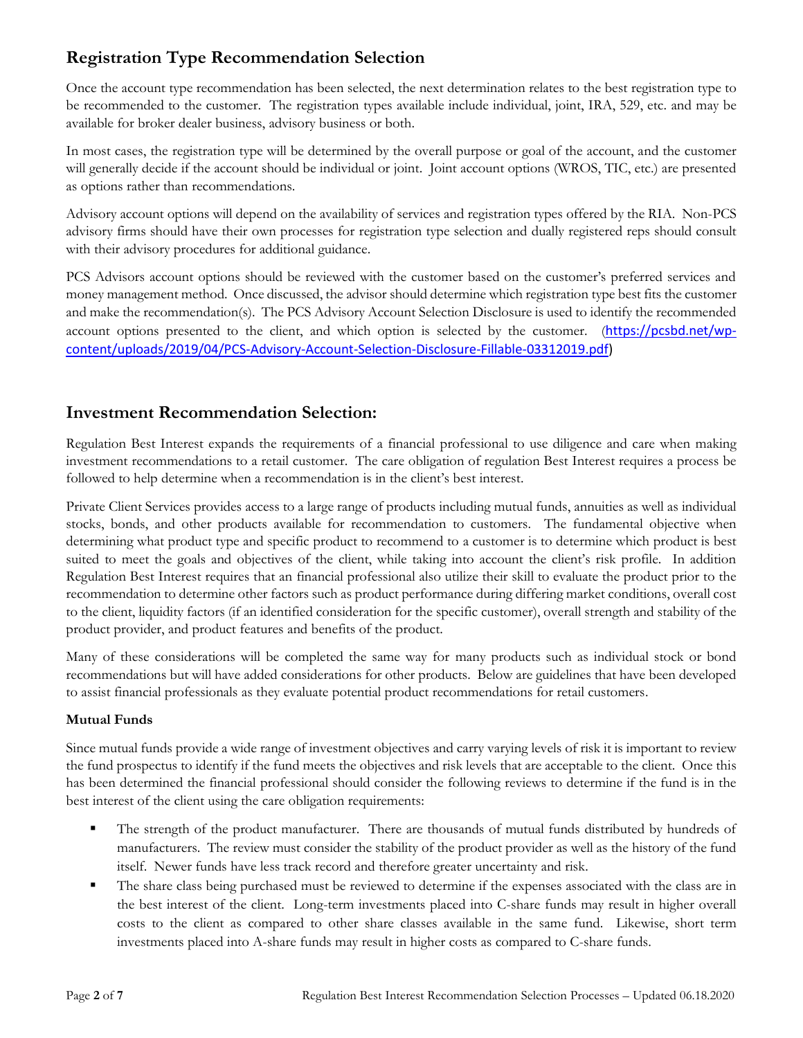## Registration Type Recommendation Selection

Once the account type recommendation has been selected, the next determination relates to the best registration type to be recommended to the customer. The registration types available include individual, joint, IRA, 529, etc. and may be available for broker dealer business, advisory business or both.

In most cases, the registration type will be determined by the overall purpose or goal of the account, and the customer will generally decide if the account should be individual or joint. Joint account options (WROS, TIC, etc.) are presented as options rather than recommendations.

Advisory account options will depend on the availability of services and registration types offered by the RIA. Non-PCS advisory firms should have their own processes for registration type selection and dually registered reps should consult with their advisory procedures for additional guidance.

PCS Advisors account options should be reviewed with the customer based on the customer's preferred services and money management method. Once discussed, the advisor should determine which registration type best fits the customer and make the recommendation(s). The PCS Advisory Account Selection Disclosure is used to identify the recommended account options presented to the client, and which option is selected by the customer. (https://pcsbd.net/wp-content/uploads/2019/04/PCS-Advisory-Account-Selection-Disclosure-Fillable-03312019.pdf)

## Investment Recommendation Selection:

Regulation Best Interest expands the requirements of a financial professional to use diligence and care when making investment recommendations to a retail customer. The care obligation of regulation Best Interest requires a process be followed to help determine when a recommendation is in the client's best interest.

Private Client Services provides access to a large range of products including mutual funds, annuities as well as individual stocks, bonds, and other products available for recommendation to customers. The fundamental objective when determining what product type and specific product to recommend to a customer is to determine which product is best suited to meet the goals and objectives of the client, while taking into account the client's risk profile. In addition Regulation Best Interest requires that an financial professional also utilize their skill to evaluate the product prior to the recommendation to determine other factors such as product performance during differing market conditions, overall cost to the client, liquidity factors (if an identified consideration for the specific customer), overall strength and stability of the product provider, and product features and benefits of the product.

Many of these considerations will be completed the same way for many products such as individual stock or bond recommendations but will have added considerations for other products. Below are guidelines that have been developed to assist financial professionals as they evaluate potential product recommendations for retail customers.

**Mutual Funds**

Since mutual funds provide a wide range of investment objectives and carry varying levels of risk it is important to review the fund prospectus to identify if the fund meets the objectives and risk levels that are acceptable to the client. Once this has been determined the financial professional should consider the following reviews to determine if the fund is in the best interest of the client using the care obligation requirements:

- The strength of the product manufacturer. There are thousands of mutual funds distributed by hundreds of manufacturers. The review must consider the stability of the product provider as well as the history of the fund itself. Newer funds have less track record and therefore greater uncertainty and risk.
- The share class being purchased must be reviewed to determine if the expenses associated with the class are in the best interest of the client. Long-term investments placed into C-share funds may result in higher overall costs to the client as compared to other share classes available in the same fund. Likewise, short term investments placed into A-share funds may result in higher costs as compared to C-share funds.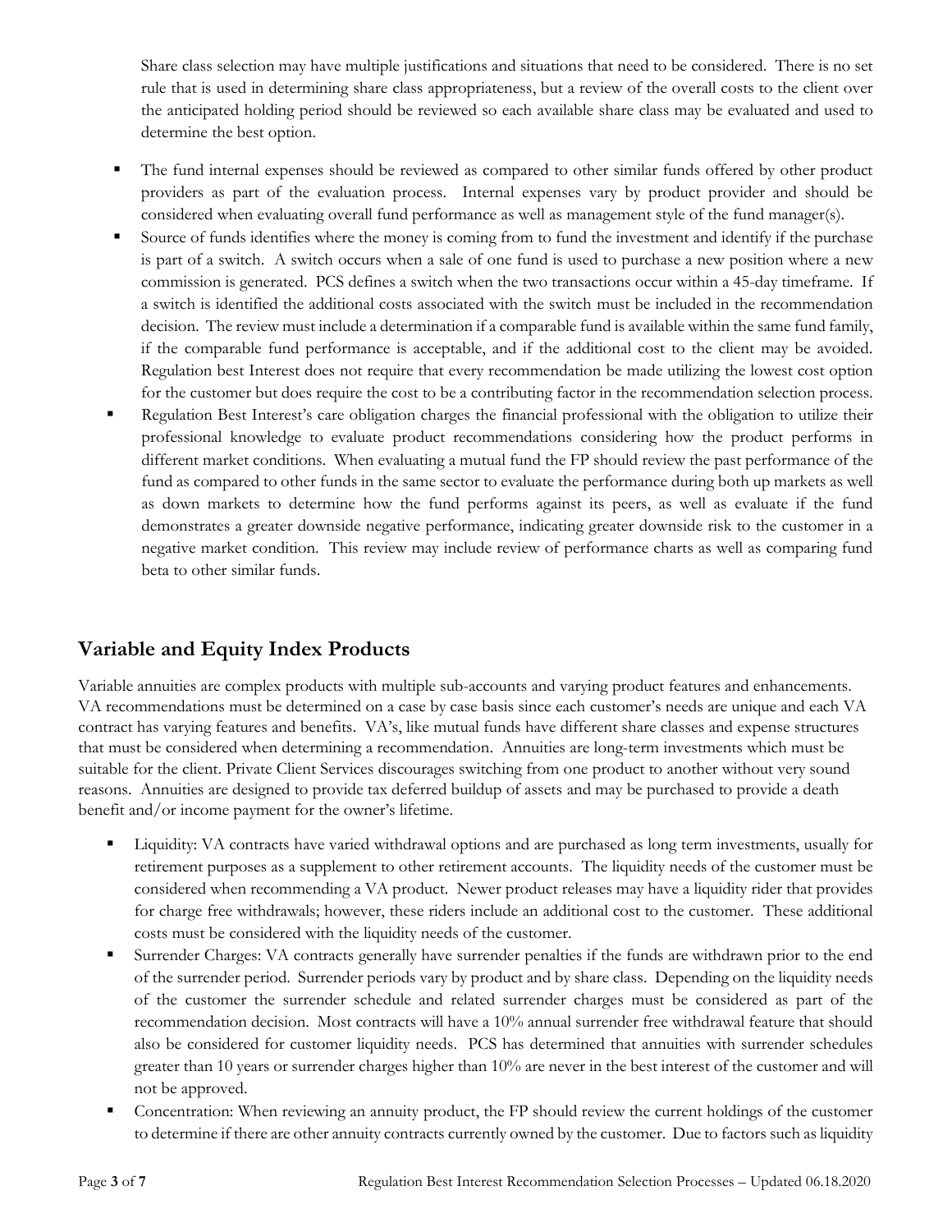Share class selection may have multiple justifications and situations that need to be considered. There is no set rule that is used in determining share class appropriateness, but a review of the overall costs to the client over the anticipated holding period should be reviewed so each available share class may be evaluated and used to determine the best option.

- The fund internal expenses should be reviewed as compared to other similar funds offered by other product providers as part of the evaluation process. Internal expenses vary by product provider and should be considered when evaluating overall fund performance as well as management style of the fund manager(s).
- Source of funds identifies where the money is coming from to fund the investment and identify if the purchase is part of a switch. A switch occurs when a sale of one fund is used to purchase a new position where a new commission is generated. PCS defines a switch when the two transactions occur within a 45-day timeframe. If a switch is identified the additional costs associated with the switch must be included in the recommendation decision. The review must include a determination if a comparable fund is available within the same fund family, if the comparable fund performance is acceptable, and if the additional cost to the client may be avoided. Regulation best Interest does not require that every recommendation be made utilizing the lowest cost option for the customer but does require the cost to be a contributing factor in the recommendation selection process.
- Regulation Best Interest's care obligation charges the financial professional with the obligation to utilize their professional knowledge to evaluate product recommendations considering how the product performs in different market conditions. When evaluating a mutual fund the FP should review the past performance of the fund as compared to other funds in the same sector to evaluate the performance during both up markets as well as down markets to determine how the fund performs against its peers, as well as evaluate if the fund demonstrates a greater downside negative performance, indicating greater downside risk to the customer in a negative market condition. This review may include review of performance charts as well as comparing fund beta to other similar funds.

## Variable and Equity Index Products

Variable annuities are complex products with multiple sub-accounts and varying product features and enhancements. VA recommendations must be determined on a case by case basis since each customer's needs are unique and each VA contract has varying features and benefits. VA's, like mutual funds have different share classes and expense structures that must be considered when determining a recommendation. Annuities are long-term investments which must be suitable for the client. Private Client Services discourages switching from one product to another without very sound reasons. Annuities are designed to provide tax deferred buildup of assets and may be purchased to provide a death benefit and/or income payment for the owner's lifetime.

- Liquidity: VA contracts have varied withdrawal options and are purchased as long term investments, usually for retirement purposes as a supplement to other retirement accounts. The liquidity needs of the customer must be considered when recommending a VA product. Newer product releases may have a liquidity rider that provides for charge free withdrawals; however, these riders include an additional cost to the customer. These additional costs must be considered with the liquidity needs of the customer.
- Surrender Charges: VA contracts generally have surrender penalties if the funds are withdrawn prior to the end of the surrender period. Surrender periods vary by product and by share class. Depending on the liquidity needs of the customer the surrender schedule and related surrender charges must be considered as part of the recommendation decision. Most contracts will have a 10% annual surrender free withdrawal feature that should also be considered for customer liquidity needs. PCS has determined that annuities with surrender schedules greater than 10 years or surrender charges higher than 10% are never in the best interest of the customer and will not be approved.
- Concentration: When reviewing an annuity product, the FP should review the current holdings of the customer to determine if there are other annuity contracts currently owned by the customer. Due to factors such as liquidity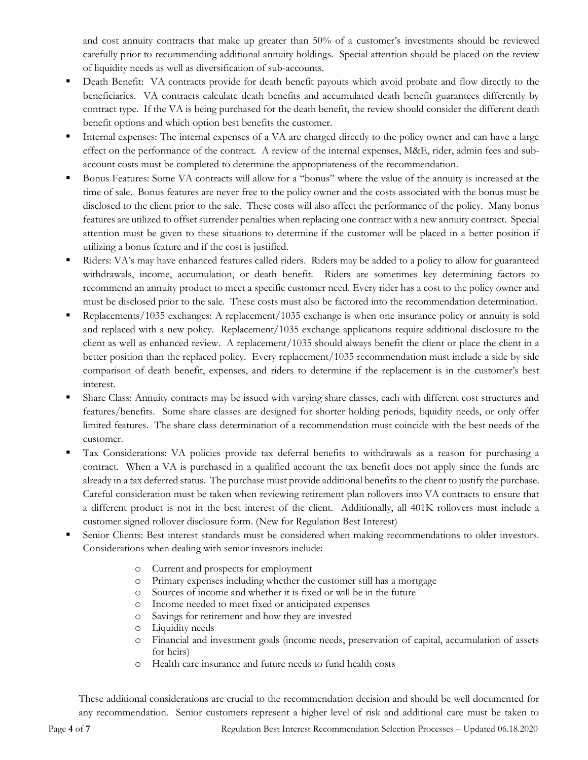and cost annuity contracts that make up greater than 50% of a customer's investments should be reviewed carefully prior to recommending additional annuity holdings. Special attention should be placed on the review of liquidity needs as well as diversification of sub-accounts.

- Death Benefit: VA contracts provide for death benefit payouts which avoid probate and flow directly to the beneficiaries. VA contracts calculate death benefits and accumulated death benefit guarantees differently by contract type. If the VA is being purchased for the death benefit, the review should consider the different death benefit options and which option best benefits the customer.
- Internal expenses: The internal expenses of a VA are charged directly to the policy owner and can have a large effect on the performance of the contract. A review of the internal expenses, M&E, rider, admin fees and sub-account costs must be completed to determine the appropriateness of the recommendation.
- Bonus Features: Some VA contracts will allow for a "bonus" where the value of the annuity is increased at the time of sale. Bonus features are never free to the policy owner and the costs associated with the bonus must be disclosed to the client prior to the sale. These costs will also affect the performance of the policy. Many bonus features are utilized to offset surrender penalties when replacing one contract with a new annuity contract. Special attention must be given to these situations to determine if the customer will be placed in a better position if utilizing a bonus feature and if the cost is justified.
- Riders: VA's may have enhanced features called riders. Riders may be added to a policy to allow for guaranteed withdrawals, income, accumulation, or death benefit. Riders are sometimes key determining factors to recommend an annuity product to meet a specific customer need. Every rider has a cost to the policy owner and must be disclosed prior to the sale. These costs must also be factored into the recommendation determination.
- Replacements/1035 exchanges: A replacement/1035 exchange is when one insurance policy or annuity is sold and replaced with a new policy. Replacement/1035 exchange applications require additional disclosure to the client as well as enhanced review. A replacement/1035 should always benefit the client or place the client in a better position than the replaced policy. Every replacement/1035 recommendation must include a side by side comparison of death benefit, expenses, and riders to determine if the replacement is in the customer's best interest.
- Share Class: Annuity contracts may be issued with varying share classes, each with different cost structures and features/benefits. Some share classes are designed for shorter holding periods, liquidity needs, or only offer limited features. The share class determination of a recommendation must coincide with the best needs of the customer.
- Tax Considerations: VA policies provide tax deferral benefits to withdrawals as a reason for purchasing a contract. When a VA is purchased in a qualified account the tax benefit does not apply since the funds are already in a tax deferred status. The purchase must provide additional benefits to the client to justify the purchase. Careful consideration must be taken when reviewing retirement plan rollovers into VA contracts to ensure that a different product is not in the best interest of the client. Additionally, all 401K rollovers must include a customer signed rollover disclosure form. (New for Regulation Best Interest)
- Senior Clients: Best interest standards must be considered when making recommendations to older investors. Considerations when dealing with senior investors include:
  - Current and prospects for employment
  - Primary expenses including whether the customer still has a mortgage
  - Sources of income and whether it is fixed or will be in the future
  - Income needed to meet fixed or anticipated expenses
  - Savings for retirement and how they are invested
  - Liquidity needs
  - Financial and investment goals (income needs, preservation of capital, accumulation of assets for heirs)
  - Health care insurance and future needs to fund health costs

These additional considerations are crucial to the recommendation decision and should be well documented for any recommendation. Senior customers represent a higher level of risk and additional care must be taken to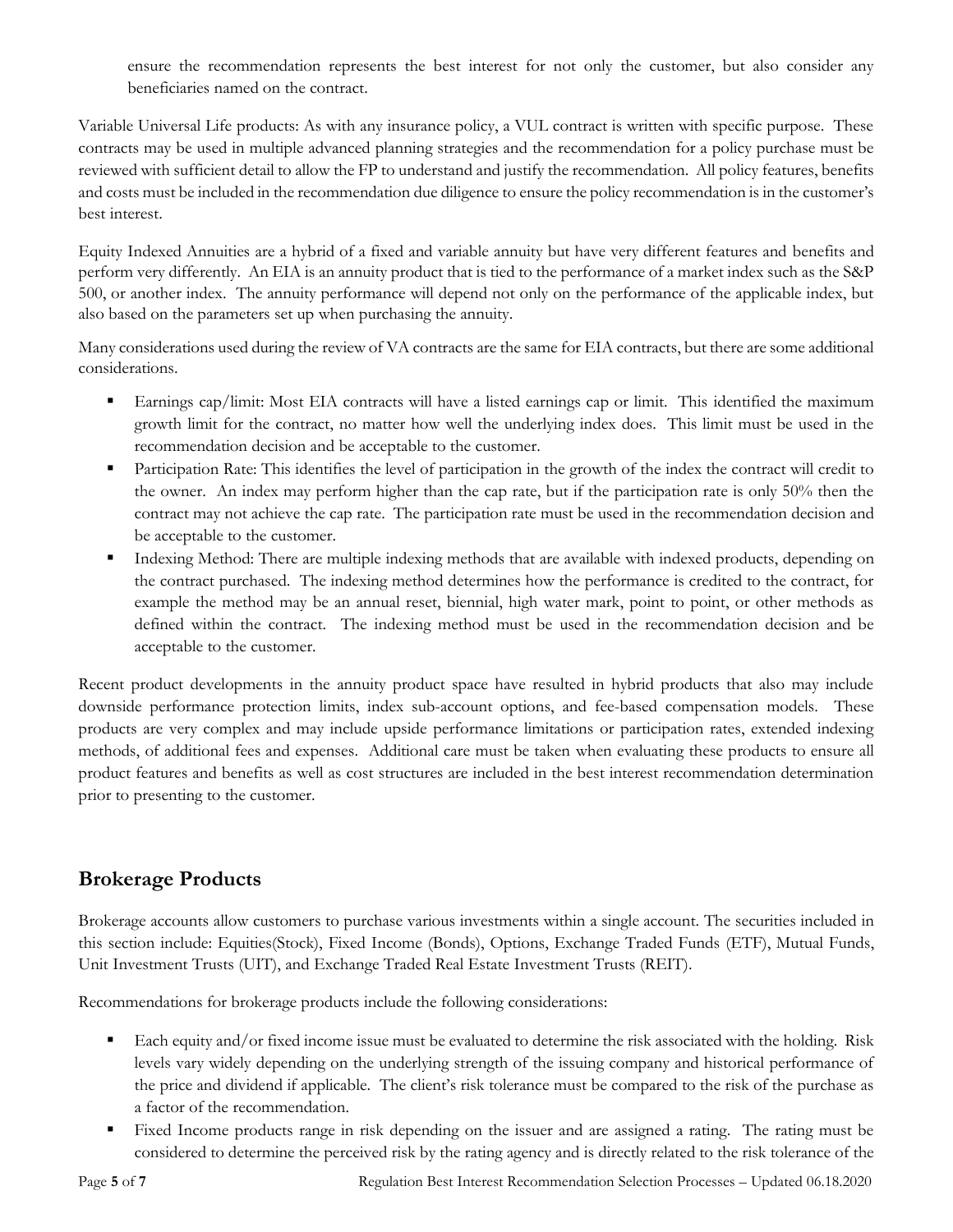ensure the recommendation represents the best interest for not only the customer, but also consider any beneficiaries named on the contract.

Variable Universal Life products: As with any insurance policy, a VUL contract is written with specific purpose. These contracts may be used in multiple advanced planning strategies and the recommendation for a policy purchase must be reviewed with sufficient detail to allow the FP to understand and justify the recommendation. All policy features, benefits and costs must be included in the recommendation due diligence to ensure the policy recommendation is in the customer's best interest.

Equity Indexed Annuities are a hybrid of a fixed and variable annuity but have very different features and benefits and perform very differently. An EIA is an annuity product that is tied to the performance of a market index such as the S&P 500, or another index. The annuity performance will depend not only on the performance of the applicable index, but also based on the parameters set up when purchasing the annuity.

Many considerations used during the review of VA contracts are the same for EIA contracts, but there are some additional considerations.

- Earnings cap/limit: Most EIA contracts will have a listed earnings cap or limit. This identified the maximum growth limit for the contract, no matter how well the underlying index does. This limit must be used in the recommendation decision and be acceptable to the customer.
- Participation Rate: This identifies the level of participation in the growth of the index the contract will credit to the owner. An index may perform higher than the cap rate, but if the participation rate is only 50% then the contract may not achieve the cap rate. The participation rate must be used in the recommendation decision and be acceptable to the customer.
- Indexing Method: There are multiple indexing methods that are available with indexed products, depending on the contract purchased. The indexing method determines how the performance is credited to the contract, for example the method may be an annual reset, biennial, high water mark, point to point, or other methods as defined within the contract. The indexing method must be used in the recommendation decision and be acceptable to the customer.

Recent product developments in the annuity product space have resulted in hybrid products that also may include downside performance protection limits, index sub-account options, and fee-based compensation models. These products are very complex and may include upside performance limitations or participation rates, extended indexing methods, of additional fees and expenses. Additional care must be taken when evaluating these products to ensure all product features and benefits as well as cost structures are included in the best interest recommendation determination prior to presenting to the customer.

## Brokerage Products

Brokerage accounts allow customers to purchase various investments within a single account. The securities included in this section include: Equities(Stock), Fixed Income (Bonds), Options, Exchange Traded Funds (ETF), Mutual Funds, Unit Investment Trusts (UIT), and Exchange Traded Real Estate Investment Trusts (REIT).

Recommendations for brokerage products include the following considerations:

- Each equity and/or fixed income issue must be evaluated to determine the risk associated with the holding. Risk levels vary widely depending on the underlying strength of the issuing company and historical performance of the price and dividend if applicable. The client's risk tolerance must be compared to the risk of the purchase as a factor of the recommendation.
- Fixed Income products range in risk depending on the issuer and are assigned a rating. The rating must be considered to determine the perceived risk by the rating agency and is directly related to the risk tolerance of the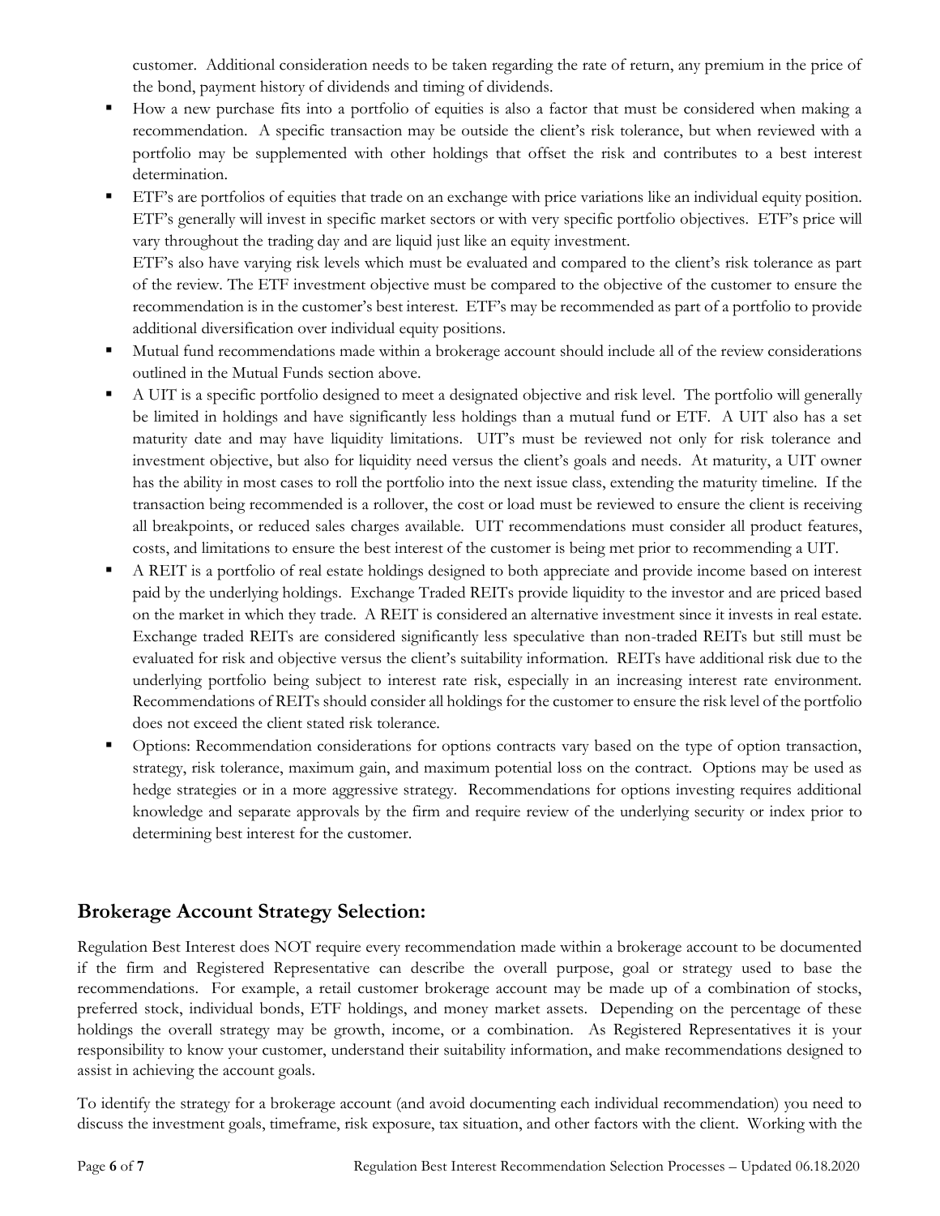customer. Additional consideration needs to be taken regarding the rate of return, any premium in the price of the bond, payment history of dividends and timing of dividends.

- How a new purchase fits into a portfolio of equities is also a factor that must be considered when making a recommendation. A specific transaction may be outside the client's risk tolerance, but when reviewed with a portfolio may be supplemented with other holdings that offset the risk and contributes to a best interest determination.
- ETF's are portfolios of equities that trade on an exchange with price variations like an individual equity position. ETF's generally will invest in specific market sectors or with very specific portfolio objectives. ETF's price will vary throughout the trading day and are liquid just like an equity investment.
  ETF's also have varying risk levels which must be evaluated and compared to the client's risk tolerance as part of the review. The ETF investment objective must be compared to the objective of the customer to ensure the recommendation is in the customer's best interest. ETF's may be recommended as part of a portfolio to provide additional diversification over individual equity positions.
- Mutual fund recommendations made within a brokerage account should include all of the review considerations outlined in the Mutual Funds section above.
- A UIT is a specific portfolio designed to meet a designated objective and risk level. The portfolio will generally be limited in holdings and have significantly less holdings than a mutual fund or ETF. A UIT also has a set maturity date and may have liquidity limitations. UIT's must be reviewed not only for risk tolerance and investment objective, but also for liquidity need versus the client's goals and needs. At maturity, a UIT owner has the ability in most cases to roll the portfolio into the next issue class, extending the maturity timeline. If the transaction being recommended is a rollover, the cost or load must be reviewed to ensure the client is receiving all breakpoints, or reduced sales charges available. UIT recommendations must consider all product features, costs, and limitations to ensure the best interest of the customer is being met prior to recommending a UIT.
- A REIT is a portfolio of real estate holdings designed to both appreciate and provide income based on interest paid by the underlying holdings. Exchange Traded REITs provide liquidity to the investor and are priced based on the market in which they trade. A REIT is considered an alternative investment since it invests in real estate. Exchange traded REITs are considered significantly less speculative than non-traded REITs but still must be evaluated for risk and objective versus the client's suitability information. REITs have additional risk due to the underlying portfolio being subject to interest rate risk, especially in an increasing interest rate environment. Recommendations of REITs should consider all holdings for the customer to ensure the risk level of the portfolio does not exceed the client stated risk tolerance.
- Options: Recommendation considerations for options contracts vary based on the type of option transaction, strategy, risk tolerance, maximum gain, and maximum potential loss on the contract. Options may be used as hedge strategies or in a more aggressive strategy. Recommendations for options investing requires additional knowledge and separate approvals by the firm and require review of the underlying security or index prior to determining best interest for the customer.

## Brokerage Account Strategy Selection:

Regulation Best Interest does NOT require every recommendation made within a brokerage account to be documented if the firm and Registered Representative can describe the overall purpose, goal or strategy used to base the recommendations. For example, a retail customer brokerage account may be made up of a combination of stocks, preferred stock, individual bonds, ETF holdings, and money market assets. Depending on the percentage of these holdings the overall strategy may be growth, income, or a combination. As Registered Representatives it is your responsibility to know your customer, understand their suitability information, and make recommendations designed to assist in achieving the account goals.

To identify the strategy for a brokerage account (and avoid documenting each individual recommendation) you need to discuss the investment goals, timeframe, risk exposure, tax situation, and other factors with the client. Working with the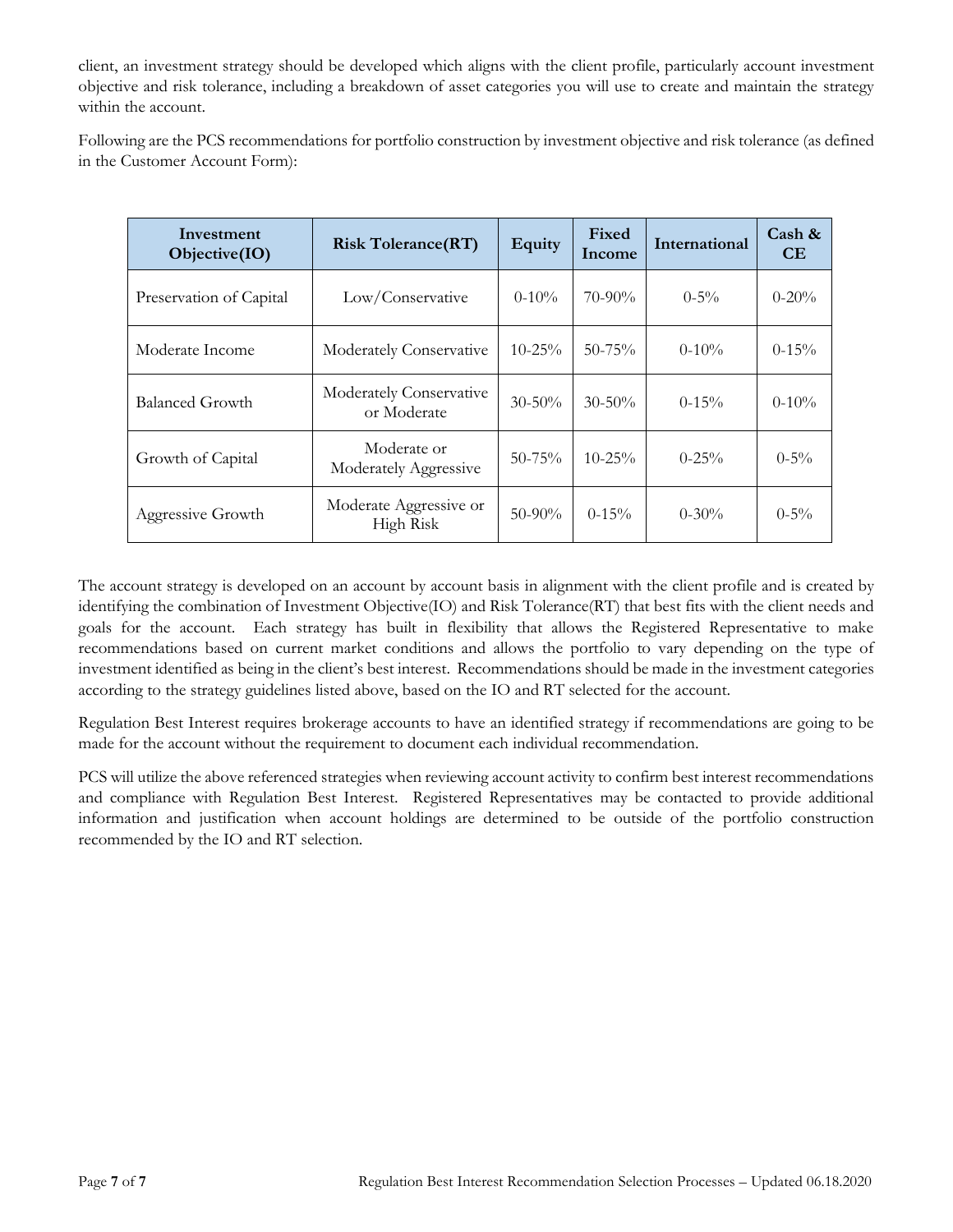client, an investment strategy should be developed which aligns with the client profile, particularly account investment objective and risk tolerance, including a breakdown of asset categories you will use to create and maintain the strategy within the account.

Following are the PCS recommendations for portfolio construction by investment objective and risk tolerance (as defined in the Customer Account Form):

| Investment Objective(IO) | Risk Tolerance(RT) | Equity | Fixed Income | International | Cash & CE |
|---|---|---|---|---|---|
| Preservation of Capital | Low/Conservative | 0-10% | 70-90% | 0-5% | 0-20% |
| Moderate Income | Moderately Conservative | 10-25% | 50-75% | 0-10% | 0-15% |
| Balanced Growth | Moderately Conservative or Moderate | 30-50% | 30-50% | 0-15% | 0-10% |
| Growth of Capital | Moderate or Moderately Aggressive | 50-75% | 10-25% | 0-25% | 0-5% |
| Aggressive Growth | Moderate Aggressive or High Risk | 50-90% | 0-15% | 0-30% | 0-5% |

The account strategy is developed on an account by account basis in alignment with the client profile and is created by identifying the combination of Investment Objective(IO) and Risk Tolerance(RT) that best fits with the client needs and goals for the account. Each strategy has built in flexibility that allows the Registered Representative to make recommendations based on current market conditions and allows the portfolio to vary depending on the type of investment identified as being in the client's best interest. Recommendations should be made in the investment categories according to the strategy guidelines listed above, based on the IO and RT selected for the account.

Regulation Best Interest requires brokerage accounts to have an identified strategy if recommendations are going to be made for the account without the requirement to document each individual recommendation.

PCS will utilize the above referenced strategies when reviewing account activity to confirm best interest recommendations and compliance with Regulation Best Interest. Registered Representatives may be contacted to provide additional information and justification when account holdings are determined to be outside of the portfolio construction recommended by the IO and RT selection.